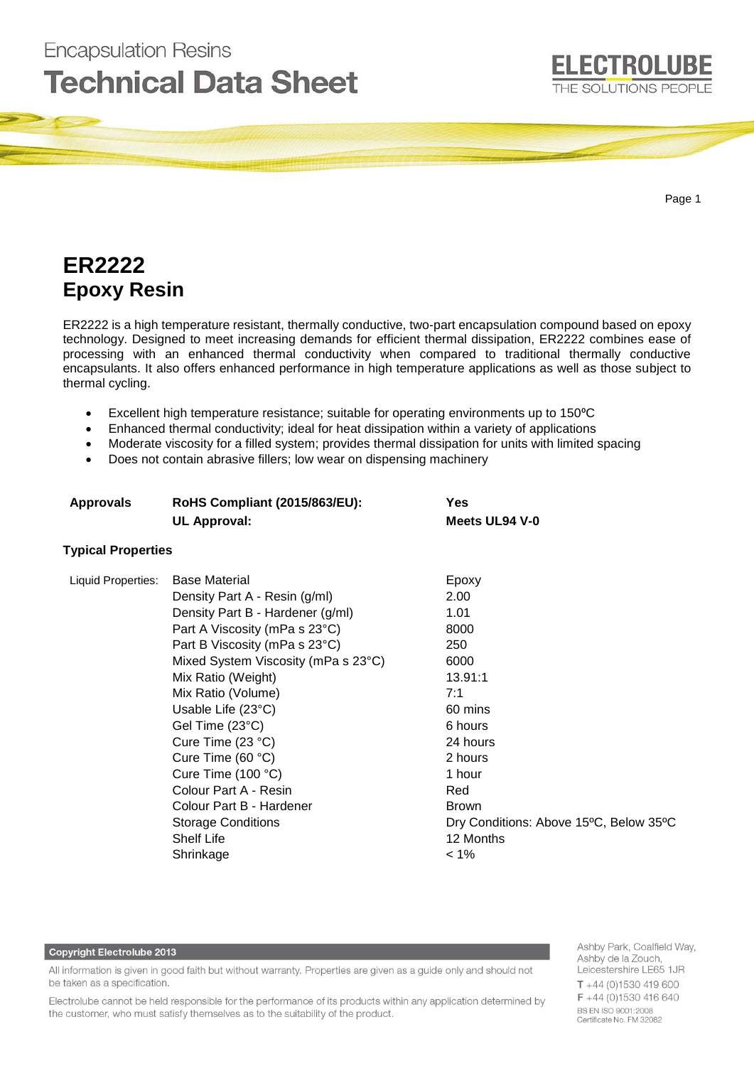Encapsulation Resins

# Technical Data Sheet

# ER2222
## Epoxy Resin

ER2222 is a high temperature resistant, thermally conductive, two-part encapsulation compound based on epoxy technology. Designed to meet increasing demands for efficient thermal dissipation, ER2222 combines ease of processing with an enhanced thermal conductivity when compared to traditional thermally conductive encapsulants. It also offers enhanced performance in high temperature applications as well as those subject to thermal cycling.

- Excellent high temperature resistance; suitable for operating environments up to 150ºC
- Enhanced thermal conductivity; ideal for heat dissipation within a variety of applications
- Moderate viscosity for a filled system; provides thermal dissipation for units with limited spacing
- Does not contain abrasive fillers; low wear on dispensing machinery

| | | |
|---|---|---|
| **Approvals** | **RoHS Compliant (2015/863/EU):** | **Yes** |
| | **UL Approval:** | **Meets UL94 V-0** |

**Typical Properties**

| | | |
|---|---|---|
| Liquid Properties: | Base Material | Epoxy |
| | Density Part A - Resin (g/ml) | 2.00 |
| | Density Part B - Hardener (g/ml) | 1.01 |
| | Part A Viscosity (mPa s 23°C) | 8000 |
| | Part B Viscosity (mPa s 23°C) | 250 |
| | Mixed System Viscosity (mPa s 23°C) | 6000 |
| | Mix Ratio (Weight) | 13.91:1 |
| | Mix Ratio (Volume) | 7:1 |
| | Usable Life (23°C) | 60 mins |
| | Gel Time (23°C) | 6 hours |
| | Cure Time (23 °C) | 24 hours |
| | Cure Time (60 °C) | 2 hours |
| | Cure Time (100 °C) | 1 hour |
| | Colour Part A - Resin | Red |
| | Colour Part B - Hardener | Brown |
| | Storage Conditions | Dry Conditions: Above 15ºC, Below 35ºC |
| | Shelf Life | 12 Months |
| | Shrinkage | < 1% |

**Copyright Electrolube 2013**

All information is given in good faith but without warranty. Properties are given as a guide only and should not be taken as a specification.

Electrolube cannot be held responsible for the performance of its products within any application determined by the customer, who must satisfy themselves as to the suitability of the product.

Ashby Park, Coalfield Way, Ashby de la Zouch, Leicestershire LE65 1JR
T +44 (0)1530 419 600
F +44 (0)1530 416 640
BS EN ISO 9001:2008
Certificate No. FM 32082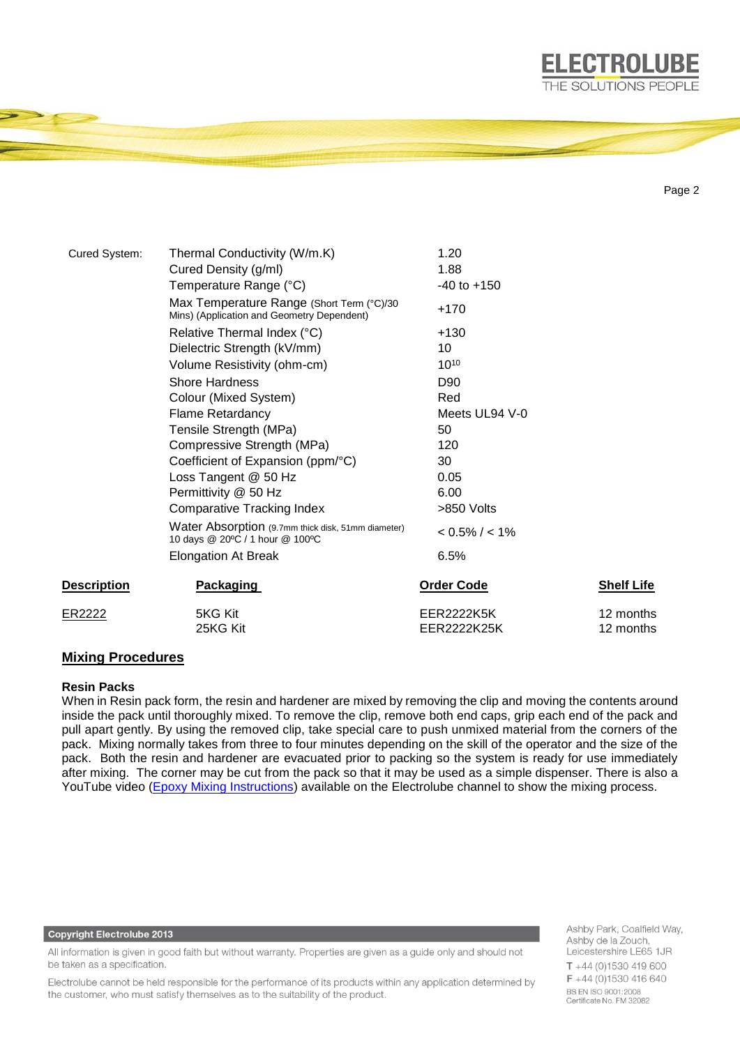| Cured System: | Thermal Conductivity (W/m.K) | 1.20 |
|---|---|---|
| | Cured Density (g/ml) | 1.88 |
| | Temperature Range (°C) | -40 to +150 |
| | Max Temperature Range (Short Term (°C)/30 Mins) (Application and Geometry Dependent) | +170 |
| | Relative Thermal Index (°C) | +130 |
| | Dielectric Strength (kV/mm) | 10 |
| | Volume Resistivity (ohm-cm) | $10^{10}$ |
| | Shore Hardness | D90 |
| | Colour (Mixed System) | Red |
| | Flame Retardancy | Meets UL94 V-0 |
| | Tensile Strength (MPa) | 50 |
| | Compressive Strength (MPa) | 120 |
| | Coefficient of Expansion (ppm/°C) | 30 |
| | Loss Tangent @ 50 Hz | 0.05 |
| | Permittivity @ 50 Hz | 6.00 |
| | Comparative Tracking Index | >850 Volts |
| | Water Absorption (9.7mm thick disk, 51mm diameter) 10 days @ 20ºC / 1 hour @ 100ºC | < 0.5% / < 1% |
| | Elongation At Break | 6.5% |

| **Description** | **Packaging** | **Order Code** | **Shelf Life** |
|---|---|---|---|
| ER2222 | 5KG Kit | EER2222K5K | 12 months |
| | 25KG Kit | EER2222K25K | 12 months |

## Mixing Procedures

### Resin Packs

When in Resin pack form, the resin and hardener are mixed by removing the clip and moving the contents around inside the pack until thoroughly mixed. To remove the clip, remove both end caps, grip each end of the pack and pull apart gently. By using the removed clip, take special care to push unmixed material from the corners of the pack. Mixing normally takes from three to four minutes depending on the skill of the operator and the size of the pack. Both the resin and hardener are evacuated prior to packing so the system is ready for use immediately after mixing. The corner may be cut from the pack so that it may be used as a simple dispenser. There is also a YouTube video (Epoxy Mixing Instructions) available on the Electrolube channel to show the mixing process.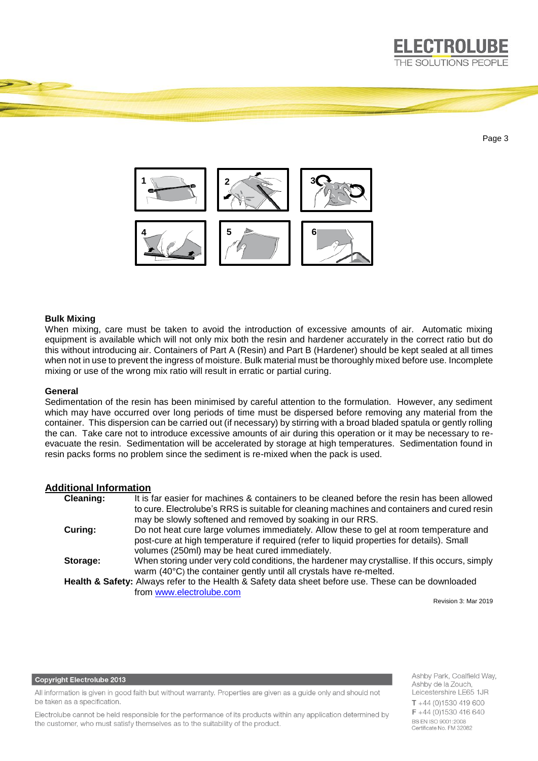1 2 3 4 5 6

**Bulk Mixing**

When mixing, care must be taken to avoid the introduction of excessive amounts of air. Automatic mixing equipment is available which will not only mix both the resin and hardener accurately in the correct ratio but do this without introducing air. Containers of Part A (Resin) and Part B (Hardener) should be kept sealed at all times when not in use to prevent the ingress of moisture. Bulk material must be thoroughly mixed before use. Incomplete mixing or use of the wrong mix ratio will result in erratic or partial curing.

**General**

Sedimentation of the resin has been minimised by careful attention to the formulation. However, any sediment which may have occurred over long periods of time must be dispersed before removing any material from the container. This dispersion can be carried out (if necessary) by stirring with a broad bladed spatula or gently rolling the can. Take care not to introduce excessive amounts of air during this operation or it may be necessary to re-evacuate the resin. Sedimentation will be accelerated by storage at high temperatures. Sedimentation found in resin packs forms no problem since the sediment is re-mixed when the pack is used.

## Additional Information

**Cleaning:** It is far easier for machines & containers to be cleaned before the resin has been allowed to cure. Electrolube's RRS is suitable for cleaning machines and containers and cured resin may be slowly softened and removed by soaking in our RRS.

**Curing:** Do not heat cure large volumes immediately. Allow these to gel at room temperature and post-cure at high temperature if required (refer to liquid properties for details). Small volumes (250ml) may be heat cured immediately.

**Storage:** When storing under very cold conditions, the hardener may crystallise. If this occurs, simply warm (40°C) the container gently until all crystals have re-melted.

**Health & Safety:** Always refer to the Health & Safety data sheet before use. These can be downloaded from www.electrolube.com

Revision 3: Mar 2019

**Copyright Electrolube 2013**

All information is given in good faith but without warranty. Properties are given as a guide only and should not be taken as a specification.

Electrolube cannot be held responsible for the performance of its products within any application determined by the customer, who must satisfy themselves as to the suitability of the product.

Ashby Park, Coalfield Way,
Ashby de la Zouch,
Leicestershire LE65 1JR
T +44 (0)1530 419 600
F +44 (0)1530 416 640
BS EN ISO 9001:2008
Certificate No. FM 32082